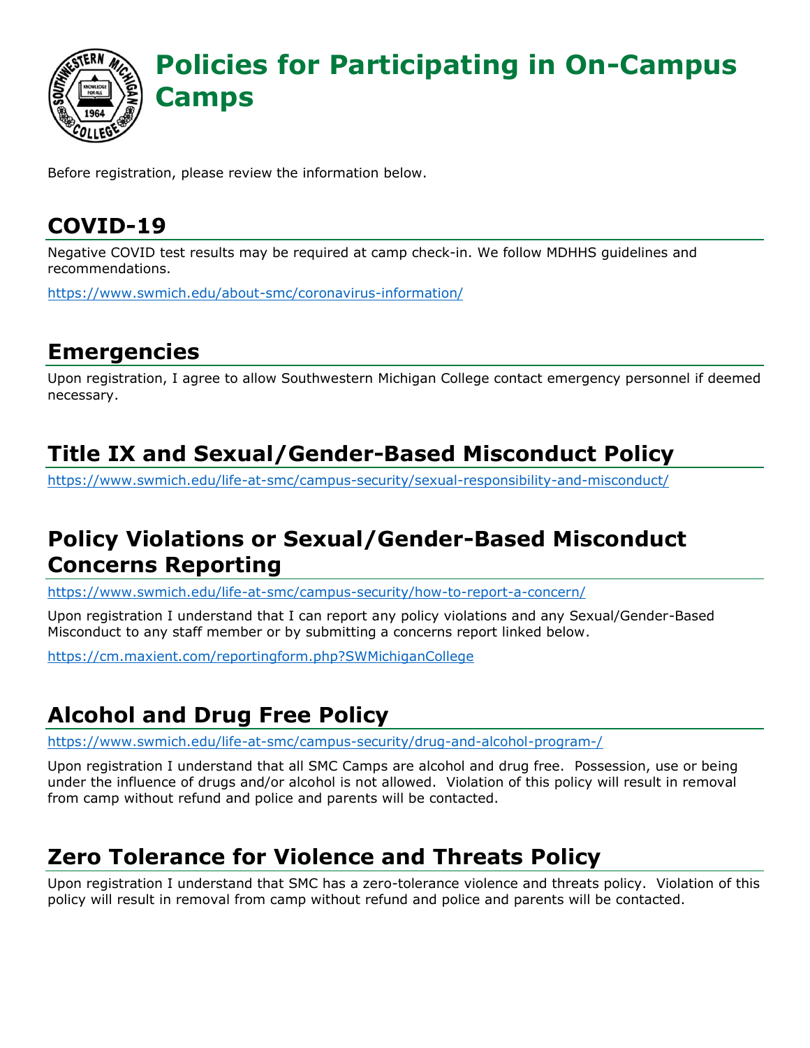# Policies for Participating in On-Campus Camps

Before registration, please review the information below.

## COVID-19

Negative COVID test results may be required at camp check-in. We follow MDHHS guidelines and recommendations.

https://www.swmich.edu/about-smc/coronavirus-information/

## Emergencies

Upon registration, I agree to allow Southwestern Michigan College contact emergency personnel if deemed necessary.

## Title IX and Sexual/Gender-Based Misconduct Policy

https://www.swmich.edu/life-at-smc/campus-security/sexual-responsibility-and-misconduct/

## Policy Violations or Sexual/Gender-Based Misconduct Concerns Reporting

https://www.swmich.edu/life-at-smc/campus-security/how-to-report-a-concern/

Upon registration I understand that I can report any policy violations and any Sexual/Gender-Based Misconduct to any staff member or by submitting a concerns report linked below.

https://cm.maxient.com/reportingform.php?SWMichiganCollege

## Alcohol and Drug Free Policy

https://www.swmich.edu/life-at-smc/campus-security/drug-and-alcohol-program-/

Upon registration I understand that all SMC Camps are alcohol and drug free. Possession, use or being under the influence of drugs and/or alcohol is not allowed. Violation of this policy will result in removal from camp without refund and police and parents will be contacted.

## Zero Tolerance for Violence and Threats Policy

Upon registration I understand that SMC has a zero-tolerance violence and threats policy. Violation of this policy will result in removal from camp without refund and police and parents will be contacted.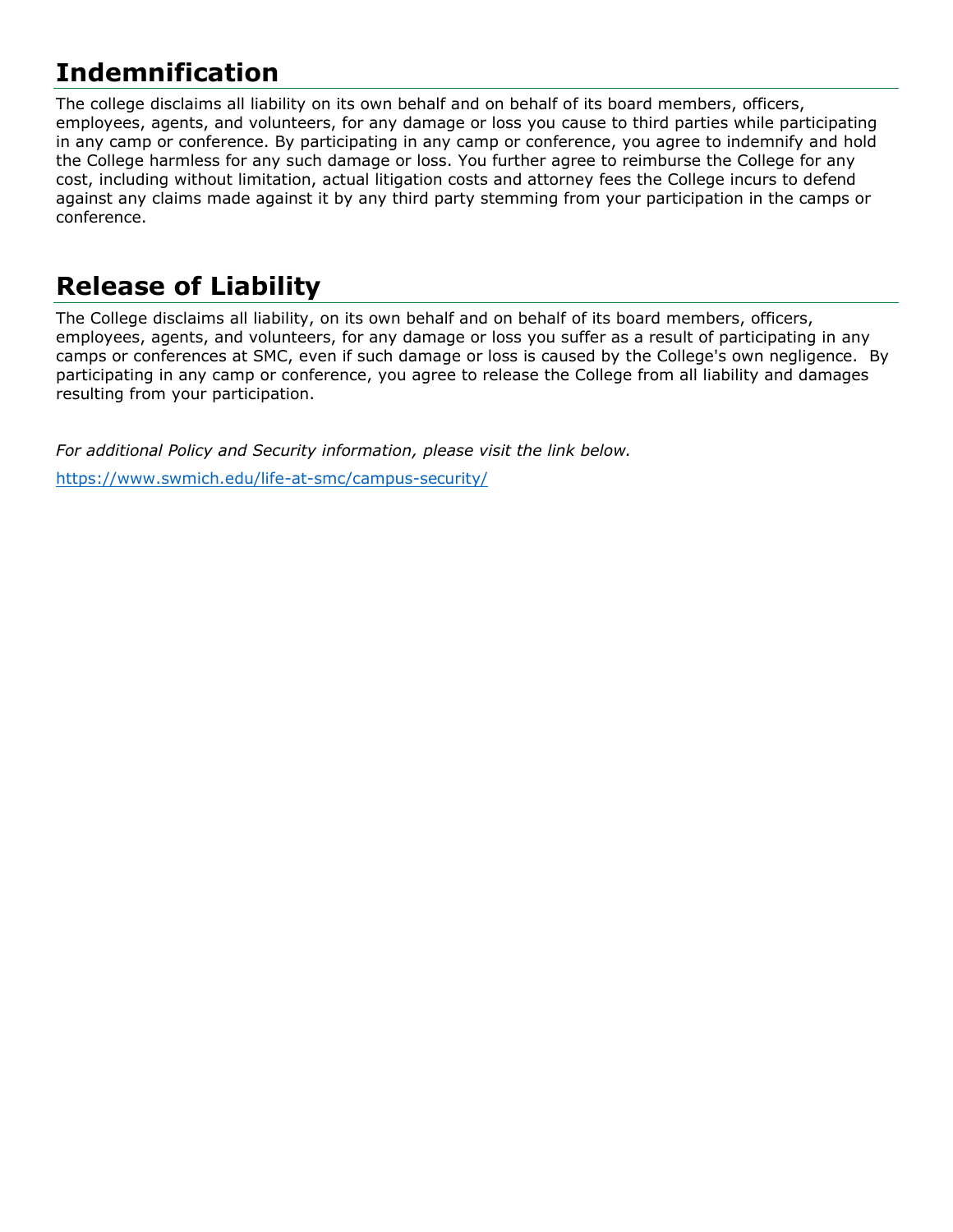## Indemnification

The college disclaims all liability on its own behalf and on behalf of its board members, officers, employees, agents, and volunteers, for any damage or loss you cause to third parties while participating in any camp or conference. By participating in any camp or conference, you agree to indemnify and hold the College harmless for any such damage or loss. You further agree to reimburse the College for any cost, including without limitation, actual litigation costs and attorney fees the College incurs to defend against any claims made against it by any third party stemming from your participation in the camps or conference.

## Release of Liability

The College disclaims all liability, on its own behalf and on behalf of its board members, officers, employees, agents, and volunteers, for any damage or loss you suffer as a result of participating in any camps or conferences at SMC, even if such damage or loss is caused by the College's own negligence. By participating in any camp or conference, you agree to release the College from all liability and damages resulting from your participation.

*For additional Policy and Security information, please visit the link below.*

https://www.swmich.edu/life-at-smc/campus-security/